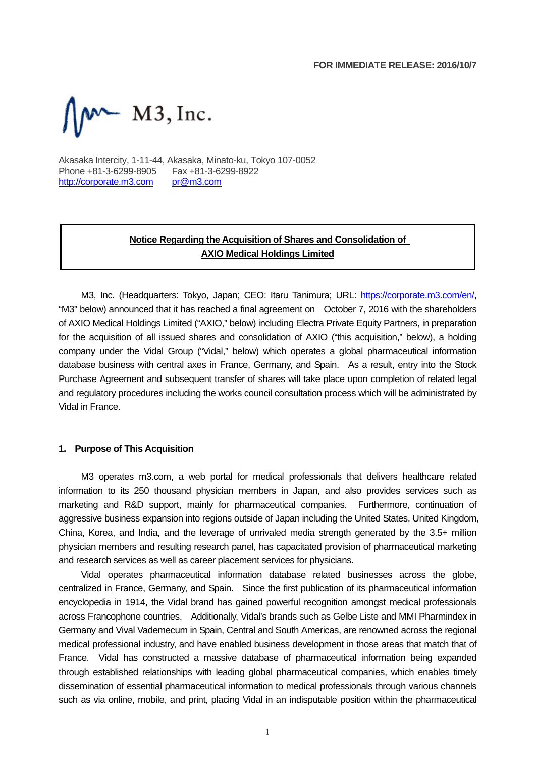FOR IMMEDIATE RELEASE: 2016/10/7

M3, Inc.

Akasaka Intercity, 1-11-44, Akasaka, Minato-ku, Tokyo 107-0052
Phone +81-3-6299-8905 Fax +81-3-6299-8922
http://corporate.m3.com pr@m3.com

**Notice Regarding the Acquisition of Shares and Consolidation of AXIO Medical Holdings Limited**

M3, Inc. (Headquarters: Tokyo, Japan; CEO: Itaru Tanimura; URL: https://corporate.m3.com/en/, "M3" below) announced that it has reached a final agreement on October 7, 2016 with the shareholders of AXIO Medical Holdings Limited ("AXIO," below) including Electra Private Equity Partners, in preparation for the acquisition of all issued shares and consolidation of AXIO ("this acquisition," below), a holding company under the Vidal Group ("Vidal," below) which operates a global pharmaceutical information database business with central axes in France, Germany, and Spain. As a result, entry into the Stock Purchase Agreement and subsequent transfer of shares will take place upon completion of related legal and regulatory procedures including the works council consultation process which will be administrated by Vidal in France.

## 1. Purpose of This Acquisition

M3 operates m3.com, a web portal for medical professionals that delivers healthcare related information to its 250 thousand physician members in Japan, and also provides services such as marketing and R&D support, mainly for pharmaceutical companies. Furthermore, continuation of aggressive business expansion into regions outside of Japan including the United States, United Kingdom, China, Korea, and India, and the leverage of unrivaled media strength generated by the 3.5+ million physician members and resulting research panel, has capacitated provision of pharmaceutical marketing and research services as well as career placement services for physicians.

Vidal operates pharmaceutical information database related businesses across the globe, centralized in France, Germany, and Spain. Since the first publication of its pharmaceutical information encyclopedia in 1914, the Vidal brand has gained powerful recognition amongst medical professionals across Francophone countries. Additionally, Vidal's brands such as Gelbe Liste and MMI Pharmindex in Germany and Vival Vademecum in Spain, Central and South Americas, are renowned across the regional medical professional industry, and have enabled business development in those areas that match that of France. Vidal has constructed a massive database of pharmaceutical information being expanded through established relationships with leading global pharmaceutical companies, which enables timely dissemination of essential pharmaceutical information to medical professionals through various channels such as via online, mobile, and print, placing Vidal in an indisputable position within the pharmaceutical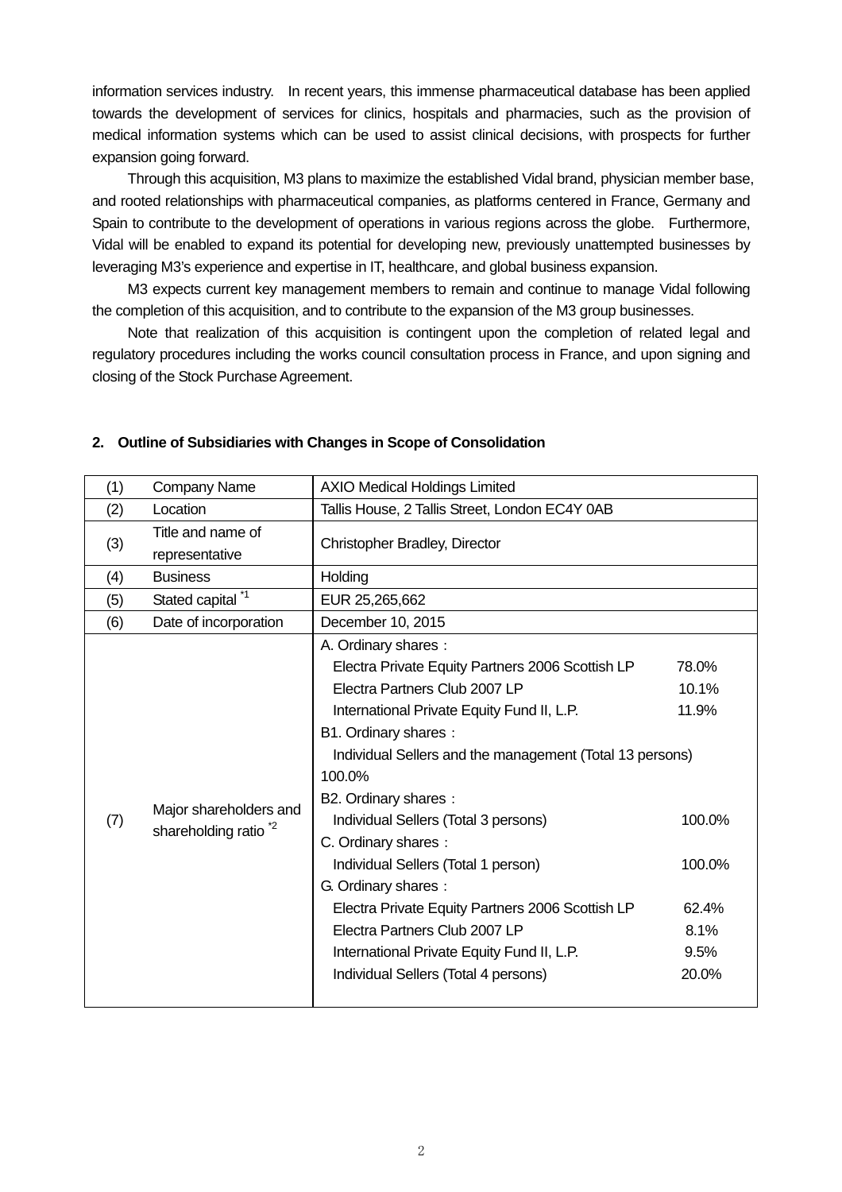information services industry. In recent years, this immense pharmaceutical database has been applied towards the development of services for clinics, hospitals and pharmacies, such as the provision of medical information systems which can be used to assist clinical decisions, with prospects for further expansion going forward.

Through this acquisition, M3 plans to maximize the established Vidal brand, physician member base, and rooted relationships with pharmaceutical companies, as platforms centered in France, Germany and Spain to contribute to the development of operations in various regions across the globe. Furthermore, Vidal will be enabled to expand its potential for developing new, previously unattempted businesses by leveraging M3's experience and expertise in IT, healthcare, and global business expansion.

M3 expects current key management members to remain and continue to manage Vidal following the completion of this acquisition, and to contribute to the expansion of the M3 group businesses.

Note that realization of this acquisition is contingent upon the completion of related legal and regulatory procedures including the works council consultation process in France, and upon signing and closing of the Stock Purchase Agreement.

## 2. Outline of Subsidiaries with Changes in Scope of Consolidation

| | | |
|---|---|---|
| (1) | Company Name | AXIO Medical Holdings Limited |
| (2) | Location | Tallis House, 2 Tallis Street, London EC4Y 0AB |
| (3) | Title and name of representative | Christopher Bradley, Director |
| (4) | Business | Holding |
| (5) | Stated capital [*1] | EUR 25,265,662 |
| (6) | Date of incorporation | December 10, 2015 |
| (7) | Major shareholders and shareholding ratio [*2] | A. Ordinary shares：<br>Electra Private Equity Partners 2006 Scottish LP 78.0%<br>Electra Partners Club 2007 LP 10.1%<br>International Private Equity Fund II, L.P. 11.9%<br>B1. Ordinary shares：<br>Individual Sellers and the management (Total 13 persons) 100.0%<br>B2. Ordinary shares：<br>Individual Sellers (Total 3 persons) 100.0%<br>C. Ordinary shares：<br>Individual Sellers (Total 1 person) 100.0%<br>G. Ordinary shares：<br>Electra Private Equity Partners 2006 Scottish LP 62.4%<br>Electra Partners Club 2007 LP 8.1%<br>International Private Equity Fund II, L.P. 9.5%<br>Individual Sellers (Total 4 persons) 20.0% |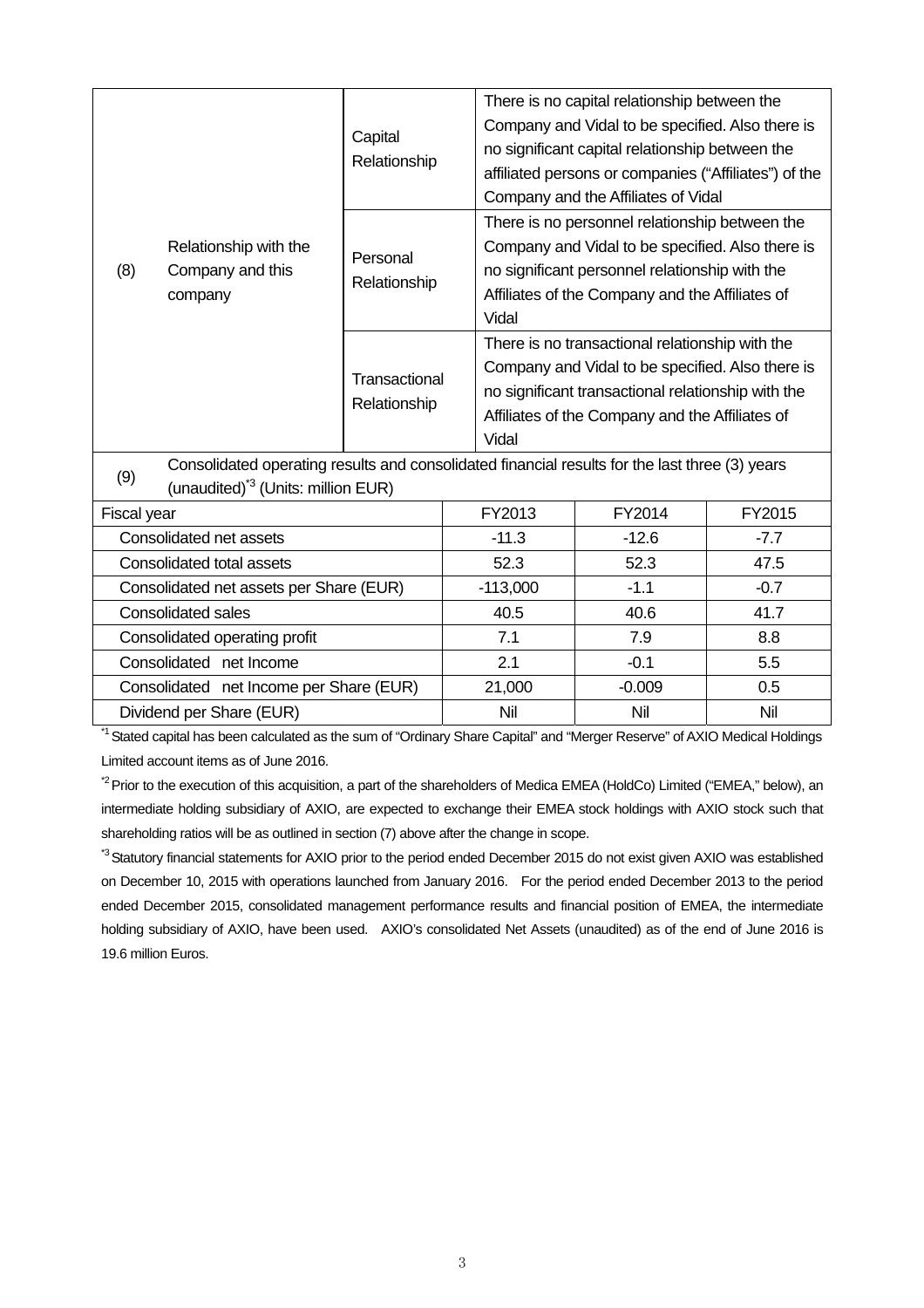| (8) | Relationship with the Company and this company | Capital Relationship | There is no capital relationship between the Company and Vidal to be specified. Also there is no significant capital relationship between the affiliated persons or companies ("Affiliates") of the Company and the Affiliates of Vidal |
|---|---|---|---|
| | | Personal Relationship | There is no personnel relationship between the Company and Vidal to be specified. Also there is no significant personnel relationship with the Affiliates of the Company and the Affiliates of Vidal |
| | | Transactional Relationship | There is no transactional relationship with the Company and Vidal to be specified. Also there is no significant transactional relationship with the Affiliates of the Company and the Affiliates of Vidal |

(9) Consolidated operating results and consolidated financial results for the last three (3) years (unaudited)[*3] (Units: million EUR)

| Fiscal year | FY2013 | FY2014 | FY2015 |
|---|---|---|---|
| Consolidated net assets | -11.3 | -12.6 | -7.7 |
| Consolidated total assets | 52.3 | 52.3 | 47.5 |
| Consolidated net assets per Share (EUR) | -113,000 | -1.1 | -0.7 |
| Consolidated sales | 40.5 | 40.6 | 41.7 |
| Consolidated operating profit | 7.1 | 7.9 | 8.8 |
| Consolidated net Income | 2.1 | -0.1 | 5.5 |
| Consolidated net Income per Share (EUR) | 21,000 | -0.009 | 0.5 |
| Dividend per Share (EUR) | Nil | Nil | Nil |

[*1] Stated capital has been calculated as the sum of "Ordinary Share Capital" and "Merger Reserve" of AXIO Medical Holdings Limited account items as of June 2016.

[*2] Prior to the execution of this acquisition, a part of the shareholders of Medica EMEA (HoldCo) Limited ("EMEA," below), an intermediate holding subsidiary of AXIO, are expected to exchange their EMEA stock holdings with AXIO stock such that shareholding ratios will be as outlined in section (7) above after the change in scope.

[*3] Statutory financial statements for AXIO prior to the period ended December 2015 do not exist given AXIO was established on December 10, 2015 with operations launched from January 2016. For the period ended December 2013 to the period ended December 2015, consolidated management performance results and financial position of EMEA, the intermediate holding subsidiary of AXIO, have been used. AXIO's consolidated Net Assets (unaudited) as of the end of June 2016 is 19.6 million Euros.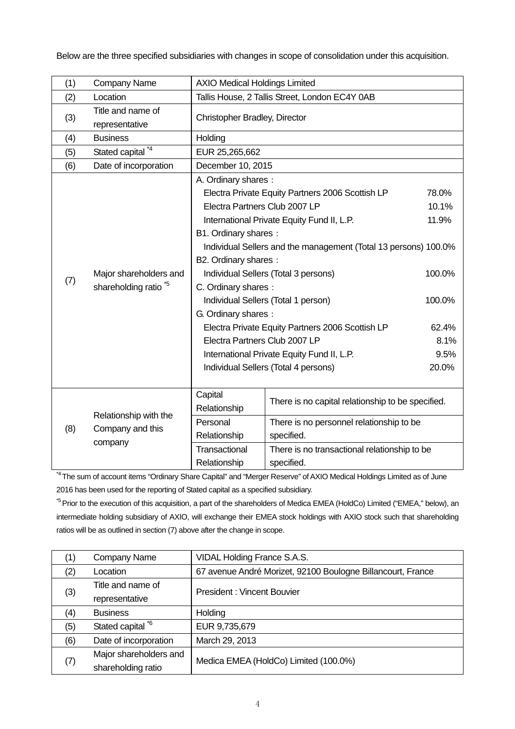Below are the three specified subsidiaries with changes in scope of consolidation under this acquisition.

| (1) | Company Name | AXIO Medical Holdings Limited | |
|---|---|---|---|
| (2) | Location | Tallis House, 2 Tallis Street, London EC4Y 0AB | |
| (3) | Title and name of representative | Christopher Bradley, Director | |
| (4) | Business | Holding | |
| (5) | Stated capital [*4] | EUR 25,265,662 | |
| (6) | Date of incorporation | December 10, 2015 | |
| (7) | Major shareholders and shareholding ratio [*5] | A. Ordinary shares：<br>Electra Private Equity Partners 2006 Scottish LP 78.0%<br>Electra Partners Club 2007 LP 10.1%<br>International Private Equity Fund II, L.P. 11.9%<br>B1. Ordinary shares：<br>Individual Sellers and the management (Total 13 persons) 100.0%<br>B2. Ordinary shares：<br>Individual Sellers (Total 3 persons) 100.0%<br>C. Ordinary shares：<br>Individual Sellers (Total 1 person) 100.0%<br>G. Ordinary shares：<br>Electra Private Equity Partners 2006 Scottish LP 62.4%<br>Electra Partners Club 2007 LP 8.1%<br>International Private Equity Fund II, L.P. 9.5%<br>Individual Sellers (Total 4 persons) 20.0% | |
| (8) | Relationship with the Company and this company | Capital Relationship | There is no capital relationship to be specified. |
| | | Personal Relationship | There is no personnel relationship to be specified. |
| | | Transactional Relationship | There is no transactional relationship to be specified. |

[*4] The sum of account items "Ordinary Share Capital" and "Merger Reserve" of AXIO Medical Holdings Limited as of June 2016 has been used for the reporting of Stated capital as a specified subsidiary.

[*5] Prior to the execution of this acquisition, a part of the shareholders of Medica EMEA (HoldCo) Limited ("EMEA," below), an intermediate holding subsidiary of AXIO, will exchange their EMEA stock holdings with AXIO stock such that shareholding ratios will be as outlined in section (7) above after the change in scope.

| (1) | Company Name | VIDAL Holding France S.A.S. |
|---|---|---|
| (2) | Location | 67 avenue André Morizet, 92100 Boulogne Billancourt, France |
| (3) | Title and name of representative | President : Vincent Bouvier |
| (4) | Business | Holding |
| (5) | Stated capital [*6] | EUR 9,735,679 |
| (6) | Date of incorporation | March 29, 2013 |
| (7) | Major shareholders and shareholding ratio | Medica EMEA (HoldCo) Limited (100.0%) |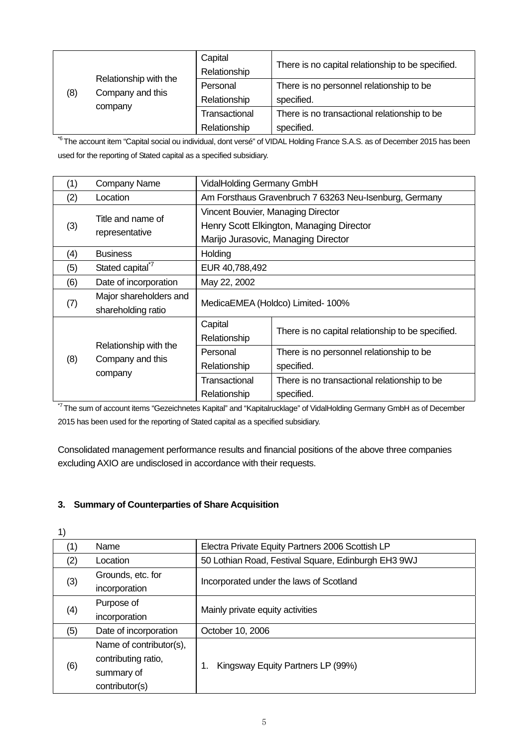| (8) | Relationship with the Company and this company | Capital Relationship | There is no capital relationship to be specified. |
|---|---|---|---|
| | | Personal Relationship | There is no personnel relationship to be specified. |
| | | Transactional Relationship | There is no transactional relationship to be specified. |

[*6] The account item "Capital social ou individual, dont versé" of VIDAL Holding France S.A.S. as of December 2015 has been used for the reporting of Stated capital as a specified subsidiary.

| (1) | Company Name | VidalHolding Germany GmbH | |
|---|---|---|---|
| (2) | Location | Am Forsthaus Gravenbruch 7 63263 Neu-Isenburg, Germany | |
| (3) | Title and name of representative | Vincent Bouvier, Managing Director<br>Henry Scott Elkington, Managing Director<br>Marijo Jurasovic, Managing Director | |
| (4) | Business | Holding | |
| (5) | Stated capital[*7] | EUR 40,788,492 | |
| (6) | Date of incorporation | May 22, 2002 | |
| (7) | Major shareholders and shareholding ratio | MedicaEMEA (Holdco) Limited- 100% | |
| (8) | Relationship with the Company and this company | Capital Relationship | There is no capital relationship to be specified. |
| | | Personal Relationship | There is no personnel relationship to be specified. |
| | | Transactional Relationship | There is no transactional relationship to be specified. |

[*7] The sum of account items "Gezeichnetes Kapital" and "Kapitalrucklage" of VidalHolding Germany GmbH as of December 2015 has been used for the reporting of Stated capital as a specified subsidiary.

Consolidated management performance results and financial positions of the above three companies excluding AXIO are undisclosed in accordance with their requests.

### 3. Summary of Counterparties of Share Acquisition

1)

| (1) | Name | Electra Private Equity Partners 2006 Scottish LP |
|---|---|---|
| (2) | Location | 50 Lothian Road, Festival Square, Edinburgh EH3 9WJ |
| (3) | Grounds, etc. for incorporation | Incorporated under the laws of Scotland |
| (4) | Purpose of incorporation | Mainly private equity activities |
| (5) | Date of incorporation | October 10, 2006 |
| (6) | Name of contributor(s), contributing ratio, summary of contributor(s) | 1. Kingsway Equity Partners LP (99%) |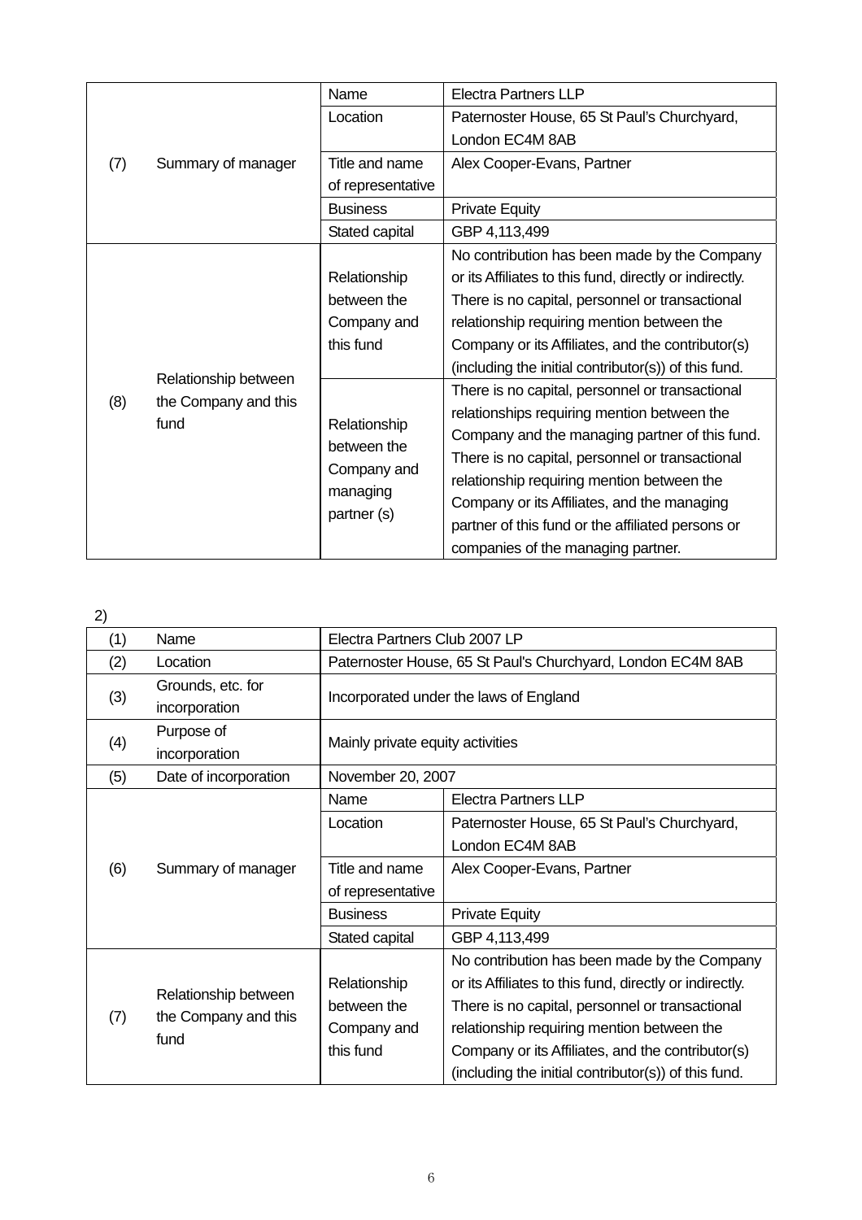| | | | |
|---|---|---|---|
| (7) | Summary of manager | Name | Electra Partners LLP |
| | | Location | Paternoster House, 65 St Paul's Churchyard, London EC4M 8AB |
| | | Title and name of representative | Alex Cooper-Evans, Partner |
| | | Business | Private Equity |
| | | Stated capital | GBP 4,113,499 |
| (8) | Relationship between the Company and this fund | Relationship between the Company and this fund | No contribution has been made by the Company or its Affiliates to this fund, directly or indirectly. There is no capital, personnel or transactional relationship requiring mention between the Company or its Affiliates, and the contributor(s) (including the initial contributor(s)) of this fund. |
| | | Relationship between the Company and managing partner (s) | There is no capital, personnel or transactional relationships requiring mention between the Company and the managing partner of this fund. There is no capital, personnel or transactional relationship requiring mention between the Company or its Affiliates, and the managing partner of this fund or the affiliated persons or companies of the managing partner. |

2)

| | | | |
|---|---|---|---|
| (1) | Name | Electra Partners Club 2007 LP | |
| (2) | Location | Paternoster House, 65 St Paul's Churchyard, London EC4M 8AB | |
| (3) | Grounds, etc. for incorporation | Incorporated under the laws of England | |
| (4) | Purpose of incorporation | Mainly private equity activities | |
| (5) | Date of incorporation | November 20, 2007 | |
| (6) | Summary of manager | Name | Electra Partners LLP |
| | | Location | Paternoster House, 65 St Paul's Churchyard, London EC4M 8AB |
| | | Title and name of representative | Alex Cooper-Evans, Partner |
| | | Business | Private Equity |
| | | Stated capital | GBP 4,113,499 |
| (7) | Relationship between the Company and this fund | Relationship between the Company and this fund | No contribution has been made by the Company or its Affiliates to this fund, directly or indirectly. There is no capital, personnel or transactional relationship requiring mention between the Company or its Affiliates, and the contributor(s) (including the initial contributor(s)) of this fund. |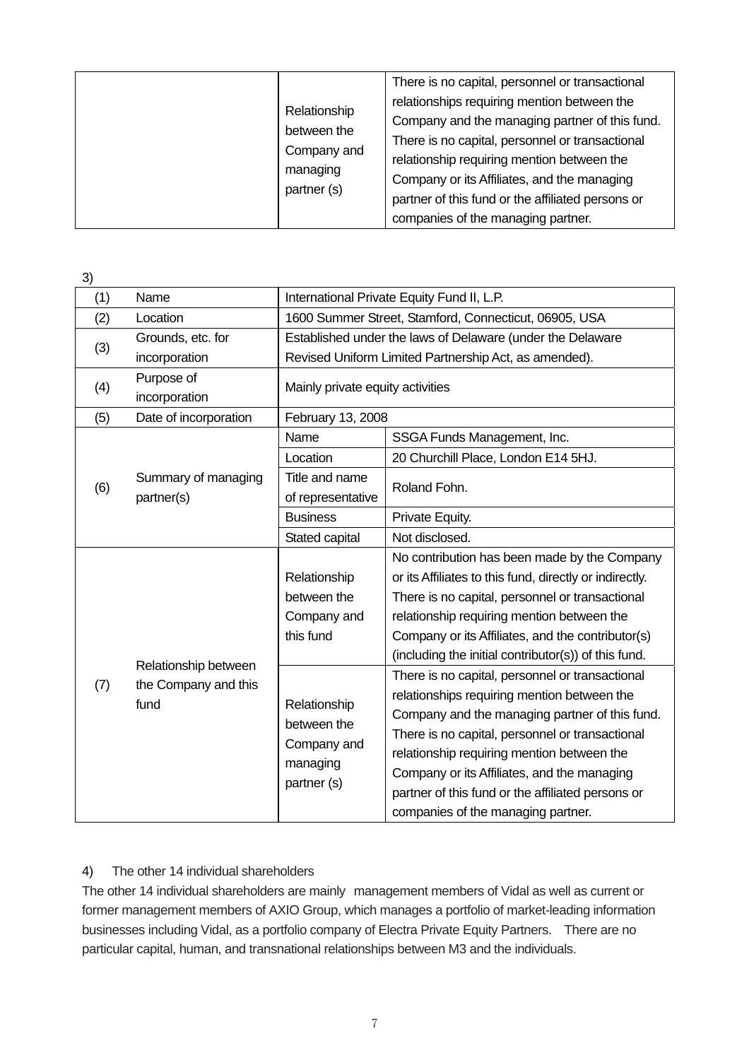| | | |
|---|---|---|
| | Relationship between the Company and managing partner (s) | There is no capital, personnel or transactional relationships requiring mention between the Company and the managing partner of this fund. There is no capital, personnel or transactional relationship requiring mention between the Company or its Affiliates, and the managing partner of this fund or the affiliated persons or companies of the managing partner. |

3)

| | | | |
|---|---|---|---|
| (1) | Name | International Private Equity Fund II, L.P. | |
| (2) | Location | 1600 Summer Street, Stamford, Connecticut, 06905, USA | |
| (3) | Grounds, etc. for incorporation | Established under the laws of Delaware (under the Delaware Revised Uniform Limited Partnership Act, as amended). | |
| (4) | Purpose of incorporation | Mainly private equity activities | |
| (5) | Date of incorporation | February 13, 2008 | |
| (6) | Summary of managing partner(s) | Name | SSGA Funds Management, Inc. |
| | | Location | 20 Churchill Place, London E14 5HJ. |
| | | Title and name of representative | Roland Fohn. |
| | | Business | Private Equity. |
| | | Stated capital | Not disclosed. |
| (7) | Relationship between the Company and this fund | Relationship between the Company and this fund | No contribution has been made by the Company or its Affiliates to this fund, directly or indirectly. There is no capital, personnel or transactional relationship requiring mention between the Company or its Affiliates, and the contributor(s) (including the initial contributor(s)) of this fund. |
| | | Relationship between the Company and managing partner (s) | There is no capital, personnel or transactional relationships requiring mention between the Company and the managing partner of this fund. There is no capital, personnel or transactional relationship requiring mention between the Company or its Affiliates, and the managing partner of this fund or the affiliated persons or companies of the managing partner. |

4) The other 14 individual shareholders

The other 14 individual shareholders are mainly management members of Vidal as well as current or former management members of AXIO Group, which manages a portfolio of market-leading information businesses including Vidal, as a portfolio company of Electra Private Equity Partners. There are no particular capital, human, and transnational relationships between M3 and the individuals.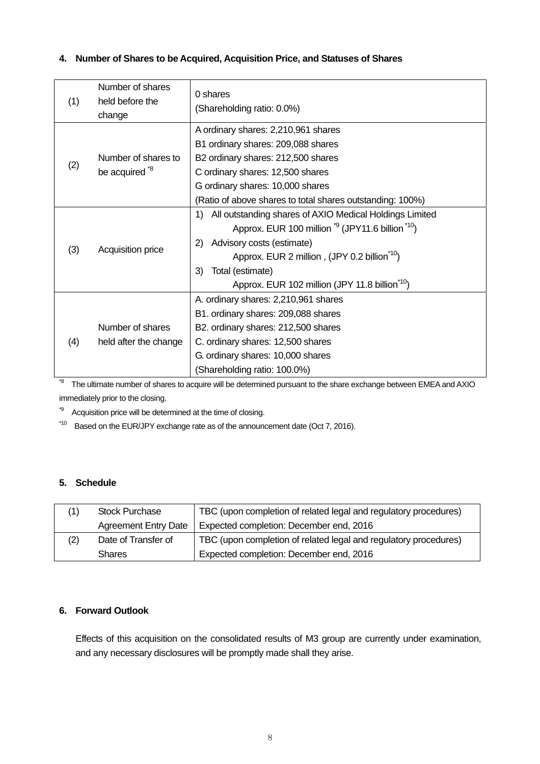### 4. Number of Shares to be Acquired, Acquisition Price, and Statuses of Shares

| | | |
|---|---|---|
| (1) | Number of shares held before the change | 0 shares<br>(Shareholding ratio: 0.0%) |
| (2) | Number of shares to be acquired [*8] | A ordinary shares: 2,210,961 shares<br>B1 ordinary shares: 209,088 shares<br>B2 ordinary shares: 212,500 shares<br>C ordinary shares: 12,500 shares<br>G ordinary shares: 10,000 shares<br>(Ratio of above shares to total shares outstanding: 100%) |
| (3) | Acquisition price | 1) All outstanding shares of AXIO Medical Holdings Limited<br>Approx. EUR 100 million [*9] (JPY11.6 billion [*10])<br>2) Advisory costs (estimate)<br>Approx. EUR 2 million , (JPY 0.2 billion[*10])<br>3) Total (estimate)<br>Approx. EUR 102 million (JPY 11.8 billion[*10]) |
| (4) | Number of shares held after the change | A. ordinary shares: 2,210,961 shares<br>B1. ordinary shares: 209,088 shares<br>B2. ordinary shares: 212,500 shares<br>C. ordinary shares: 12,500 shares<br>G. ordinary shares: 10,000 shares<br>(Shareholding ratio: 100.0%) |

[*8] The ultimate number of shares to acquire will be determined pursuant to the share exchange between EMEA and AXIO immediately prior to the closing.

[*9] Acquisition price will be determined at the time of closing.

[*10] Based on the EUR/JPY exchange rate as of the announcement date (Oct 7, 2016).

### 5. Schedule

| | | |
|---|---|---|
| (1) | Stock Purchase Agreement Entry Date | TBC (upon completion of related legal and regulatory procedures)<br>Expected completion: December end, 2016 |
| (2) | Date of Transfer of Shares | TBC (upon completion of related legal and regulatory procedures)<br>Expected completion: December end, 2016 |

### 6. Forward Outlook

Effects of this acquisition on the consolidated results of M3 group are currently under examination, and any necessary disclosures will be promptly made shall they arise.